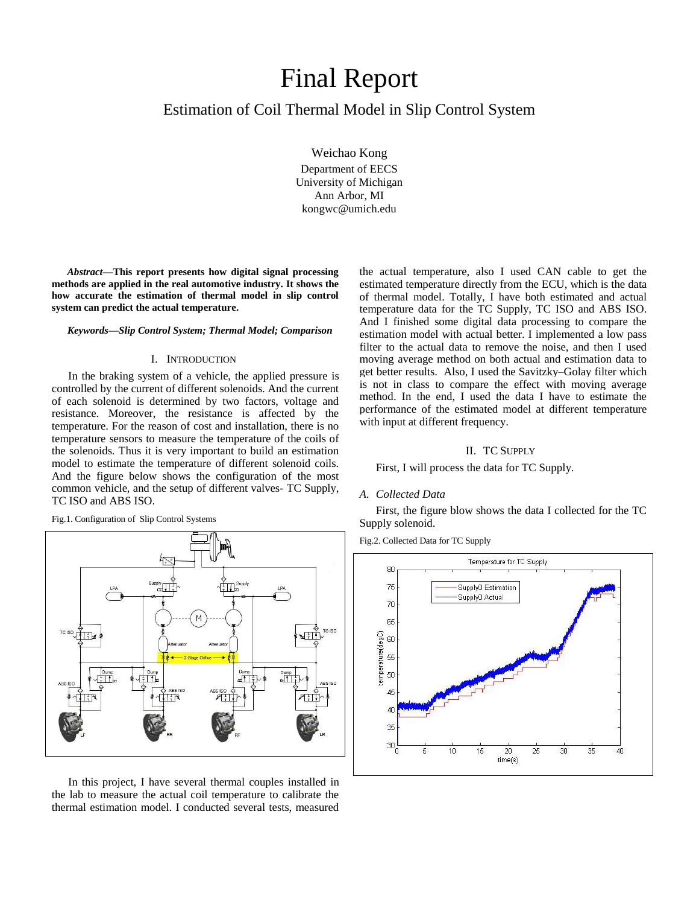# Final Report

## Estimation of Coil Thermal Model in Slip Control System

Weichao Kong
Department of EECS
University of Michigan
Ann Arbor, MI
kongwc@umich.edu

***Abstract*—This report presents how digital signal processing methods are applied in the real automotive industry. It shows the how accurate the estimation of thermal model in slip control system can predict the actual temperature.**

***Keywords—Slip Control System; Thermal Model; Comparison***

## I. Introduction

In the braking system of a vehicle, the applied pressure is controlled by the current of different solenoids. And the current of each solenoid is determined by two factors, voltage and resistance. Moreover, the resistance is affected by the temperature. For the reason of cost and installation, there is no temperature sensors to measure the temperature of the coils of the solenoids. Thus it is very important to build an estimation model to estimate the temperature of different solenoid coils. And the figure below shows the configuration of the most common vehicle, and the setup of different valves- TC Supply, TC ISO and ABS ISO.

Fig.1. Configuration of Slip Control Systems

In this project, I have several thermal couples installed in the lab to measure the actual coil temperature to calibrate the thermal estimation model. I conducted several tests, measured the actual temperature, also I used CAN cable to get the estimated temperature directly from the ECU, which is the data of thermal model. Totally, I have both estimated and actual temperature data for the TC Supply, TC ISO and ABS ISO. And I finished some digital data processing to compare the estimation model with actual better. I implemented a low pass filter to the actual data to remove the noise, and then I used moving average method on both actual and estimation data to get better results. Also, I used the Savitzky–Golay filter which is not in class to compare the effect with moving average method. In the end, I used the data I have to estimate the performance of the estimated model at different temperature with input at different frequency.

## II. TC Supply

First, I will process the data for TC Supply.

### *A. Collected Data*

First, the figure blow shows the data I collected for the TC Supply solenoid.

Fig.2. Collected Data for TC Supply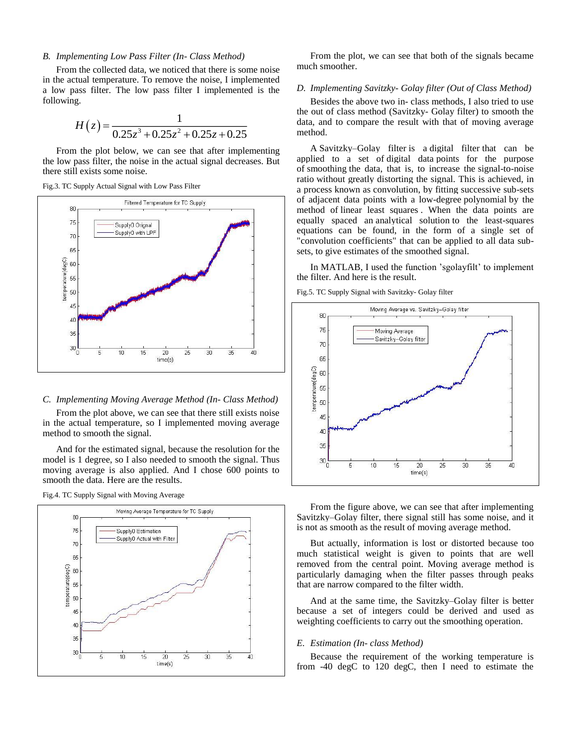### B. Implementing Low Pass Filter (In- Class Method)

From the collected data, we noticed that there is some noise in the actual temperature. To remove the noise, I implemented a low pass filter. The low pass filter I implemented is the following.

$$H(z) = \frac{1}{0.25z^3 + 0.25z^2 + 0.25z + 0.25}$$

From the plot below, we can see that after implementing the low pass filter, the noise in the actual signal decreases. But there still exists some noise.

Fig.3. TC Supply Actual Signal with Low Pass Filter

### C. Implementing Moving Average Method (In- Class Method)

From the plot above, we can see that there still exists noise in the actual temperature, so I implemented moving average method to smooth the signal.

And for the estimated signal, because the resolution for the model is 1 degree, so I also needed to smooth the signal. Thus moving average is also applied. And I chose 600 points to smooth the data. Here are the results.

Fig.4. TC Supply Signal with Moving Average

From the plot, we can see that both of the signals became much smoother.

### D. Implementing Savitzky- Golay filter (Out of Class Method)

Besides the above two in- class methods, I also tried to use the out of class method (Savitzky- Golay filter) to smooth the data, and to compare the result with that of moving average method.

A Savitzky–Golay filter is a digital filter that can be applied to a set of digital data points for the purpose of smoothing the data, that is, to increase the signal-to-noise ratio without greatly distorting the signal. This is achieved, in a process known as convolution, by fitting successive sub-sets of adjacent data points with a low-degree polynomial by the method of linear least squares . When the data points are equally spaced an analytical solution to the least-squares equations can be found, in the form of a single set of "convolution coefficients" that can be applied to all data sub-sets, to give estimates of the smoothed signal.

In MATLAB, I used the function 'sgolayfilt' to implement the filter. And here is the result.

Fig.5. TC Supply Signal with Savitzky- Golay filter

From the figure above, we can see that after implementing Savitzky–Golay filter, there signal still has some noise, and it is not as smooth as the result of moving average method.

But actually, information is lost or distorted because too much statistical weight is given to points that are well removed from the central point. Moving average method is particularly damaging when the filter passes through peaks that are narrow compared to the filter width.

And at the same time, the Savitzky–Golay filter is better because a set of integers could be derived and used as weighting coefficients to carry out the smoothing operation.

### E. Estimation (In- class Method)

Because the requirement of the working temperature is from -40 degC to 120 degC, then I need to estimate the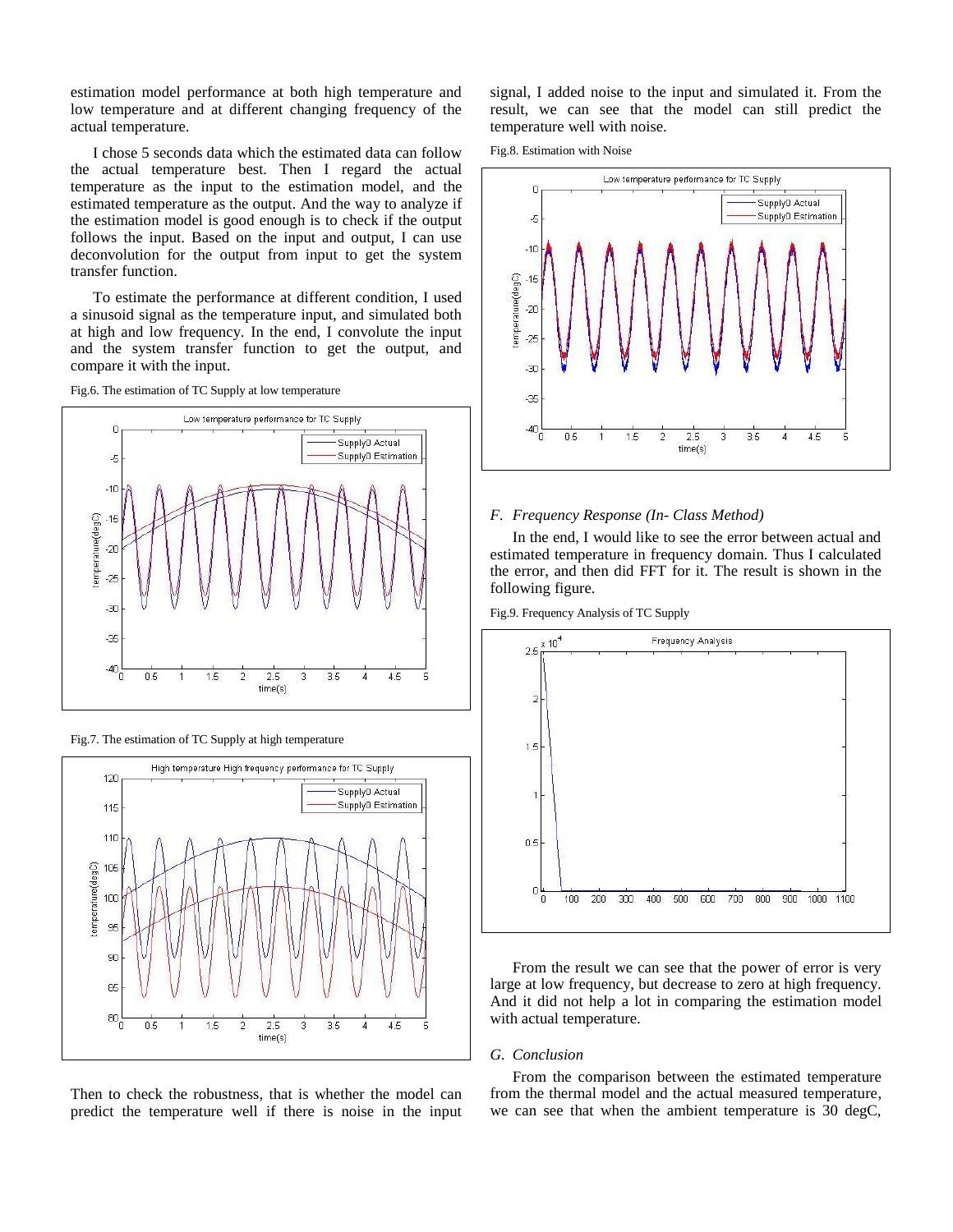estimation model performance at both high temperature and low temperature and at different changing frequency of the actual temperature.

I chose 5 seconds data which the estimated data can follow the actual temperature best. Then I regard the actual temperature as the input to the estimation model, and the estimated temperature as the output. And the way to analyze if the estimation model is good enough is to check if the output follows the input. Based on the input and output, I can use deconvolution for the output from input to get the system transfer function.

To estimate the performance at different condition, I used a sinusoid signal as the temperature input, and simulated both at high and low frequency. In the end, I convolute the input and the system transfer function to get the output, and compare it with the input.

Fig.6. The estimation of TC Supply at low temperature

Fig.7. The estimation of TC Supply at high temperature

Then to check the robustness, that is whether the model can predict the temperature well if there is noise in the input signal, I added noise to the input and simulated it. From the result, we can see that the model can still predict the temperature well with noise.

Fig.8. Estimation with Noise

### *F. Frequency Response (In- Class Method)*

In the end, I would like to see the error between actual and estimated temperature in frequency domain. Thus I calculated the error, and then did FFT for it. The result is shown in the following figure.

Fig.9. Frequency Analysis of TC Supply

From the result we can see that the power of error is very large at low frequency, but decrease to zero at high frequency. And it did not help a lot in comparing the estimation model with actual temperature.

### *G. Conclusion*

From the comparison between the estimated temperature from the thermal model and the actual measured temperature, we can see that when the ambient temperature is 30 degC,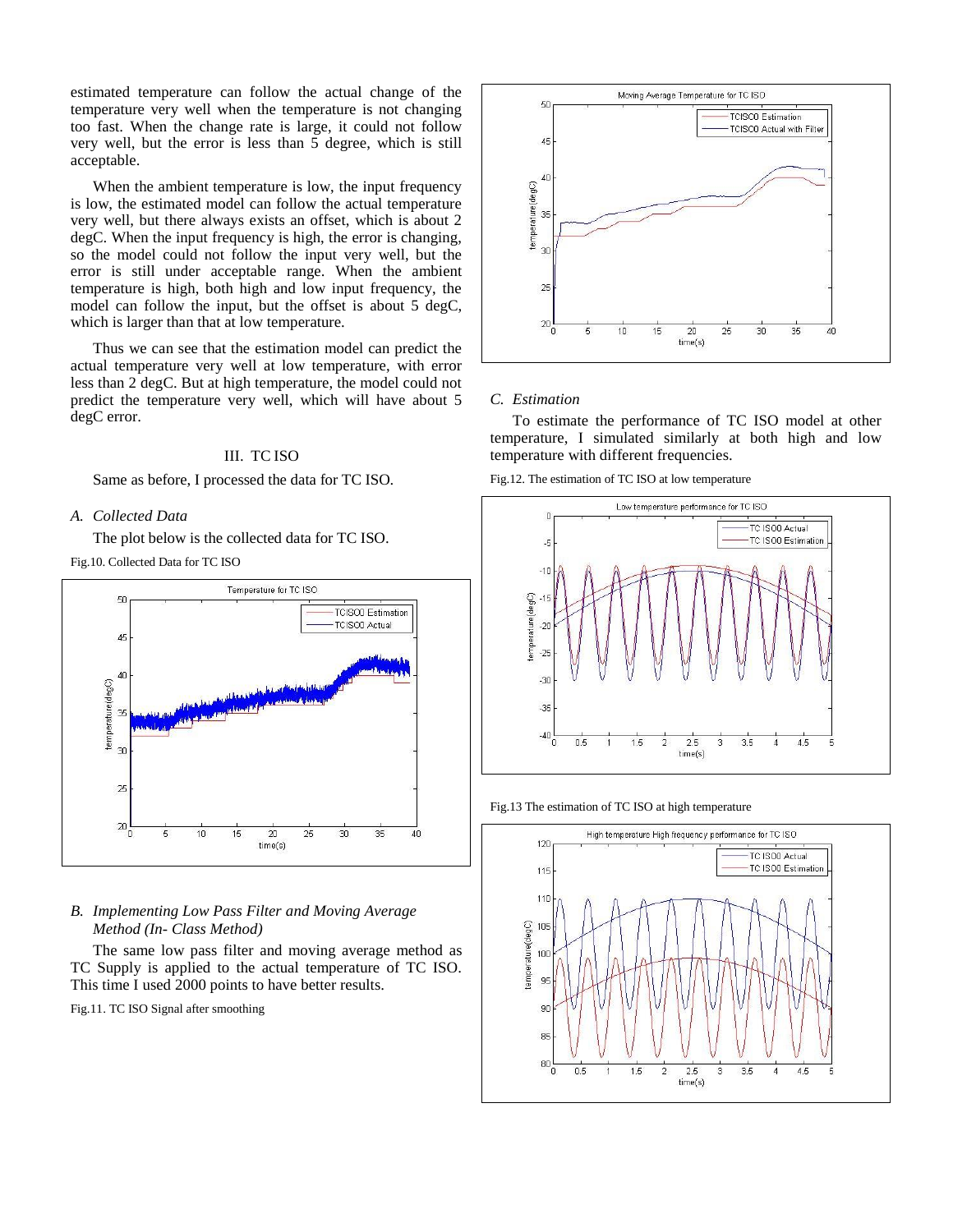estimated temperature can follow the actual change of the temperature very well when the temperature is not changing too fast. When the change rate is large, it could not follow very well, but the error is less than 5 degree, which is still acceptable.

When the ambient temperature is low, the input frequency is low, the estimated model can follow the actual temperature very well, but there always exists an offset, which is about 2 degC. When the input frequency is high, the error is changing, so the model could not follow the input very well, but the error is still under acceptable range. When the ambient temperature is high, both high and low input frequency, the model can follow the input, but the offset is about 5 degC, which is larger than that at low temperature.

Thus we can see that the estimation model can predict the actual temperature very well at low temperature, with error less than 2 degC. But at high temperature, the model could not predict the temperature very well, which will have about 5 degC error.

## III. TC ISO

Same as before, I processed the data for TC ISO.

### *A. Collected Data*

The plot below is the collected data for TC ISO.

Fig.10. Collected Data for TC ISO

### *B. Implementing Low Pass Filter and Moving Average Method (In- Class Method)*

The same low pass filter and moving average method as TC Supply is applied to the actual temperature of TC ISO. This time I used 2000 points to have better results.

Fig.11. TC ISO Signal after smoothing

### *C. Estimation*

To estimate the performance of TC ISO model at other temperature, I simulated similarly at both high and low temperature with different frequencies.

Fig.12. The estimation of TC ISO at low temperature

Fig.13 The estimation of TC ISO at high temperature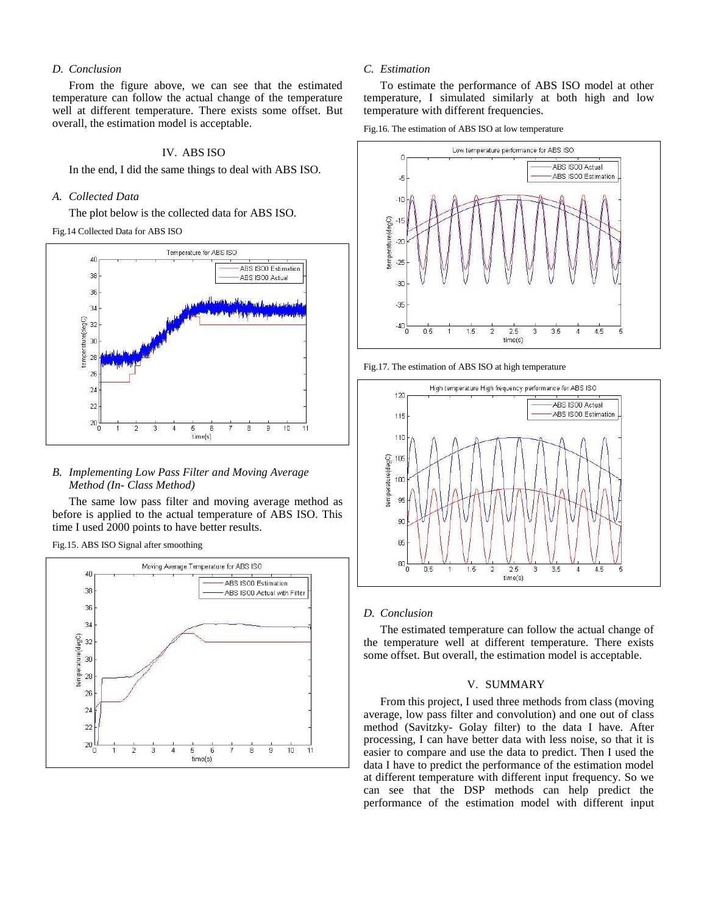### D. Conclusion

From the figure above, we can see that the estimated temperature can follow the actual change of the temperature well at different temperature. There exists some offset. But overall, the estimation model is acceptable.

## IV. ABS ISO

In the end, I did the same things to deal with ABS ISO.

### A. Collected Data

The plot below is the collected data for ABS ISO.

Fig.14 Collected Data for ABS ISO

Temperature for ABS ISO
ABS ISO0 Estimation
ABS ISO0 Actual
temperature(degC)
time(s)
40
38
36
34
32
30
28
26
24
22
20
0 1 2 3 4 5 6 7 8 9 10 11

### B. Implementing Low Pass Filter and Moving Average Method (In- Class Method)

The same low pass filter and moving average method as before is applied to the actual temperature of ABS ISO. This time I used 2000 points to have better results.

Fig.15. ABS ISO Signal after smoothing

Moving Average Temperature for ABS ISO
ABS ISO0 Estimation
ABS ISO0 Actual with Filter
temperature(degC)
time(s)
40
38
36
34
32
30
28
26
24
22
20
0 1 2 3 4 5 6 7 8 9 10 11

### C. Estimation

To estimate the performance of ABS ISO model at other temperature, I simulated similarly at both high and low temperature with different frequencies.

Fig.16. The estimation of ABS ISO at low temperature

Low temperature performance for ABS ISO
ABS ISO0 Actual
ABS ISO0 Estimation
temperature(degC)
time(s)
0
-5
-10
-15
-20
-25
-30
-35
-40
0 0.5 1 1.5 2 2.5 3 3.5 4 4.5 5

Fig.17. The estimation of ABS ISO at high temperature

High temperature High frequency performance for ABS ISO
ABS ISO0 Actual
ABS ISO0 Estimation
temperature(degC)
time(s)
120
115
110
105
100
95
90
85
80
0 0.5 1 1.5 2 2.5 3 3.5 4 4.5 5

### D. Conclusion

The estimated temperature can follow the actual change of the temperature well at different temperature. There exists some offset. But overall, the estimation model is acceptable.

## V. SUMMARY

From this project, I used three methods from class (moving average, low pass filter and convolution) and one out of class method (Savitzky- Golay filter) to the data I have. After processing, I can have better data with less noise, so that it is easier to compare and use the data to predict. Then I used the data I have to predict the performance of the estimation model at different temperature with different input frequency. So we can see that the DSP methods can help predict the performance of the estimation model with different input